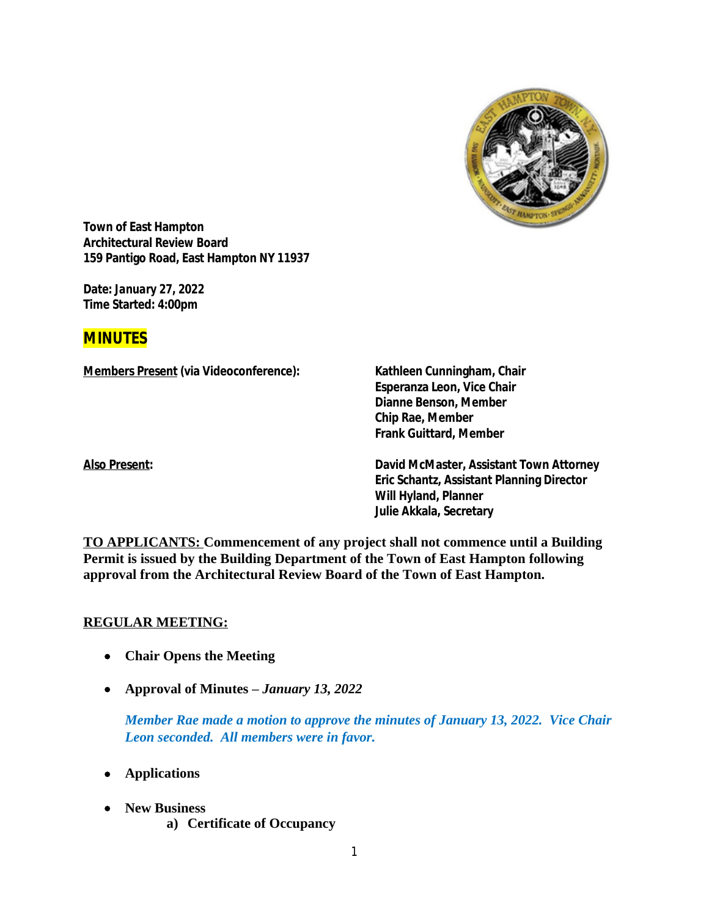**Town of East Hampton**
**Architectural Review Board**
**159 Pantigo Road, East Hampton NY 11937**

**Date: January 27, 2022**
**Time Started: 4:00pm**

# MINUTES

| **Members Present (via Videoconference):** | **Kathleen Cunningham, Chair** |
|---|---|
| | **Esperanza Leon, Vice Chair** |
| | **Dianne Benson, Member** |
| | **Chip Rae, Member** |
| | **Frank Guittard, Member** |
| **Also Present:** | **David McMaster, Assistant Town Attorney** |
| | **Eric Schantz, Assistant Planning Director** |
| | **Will Hyland, Planner** |
| | **Julie Akkala, Secretary** |

**TO APPLICANTS: Commencement of any project shall not commence until a Building Permit is issued by the Building Department of the Town of East Hampton following approval from the Architectural Review Board of the Town of East Hampton.**

## REGULAR MEETING:

- **Chair Opens the Meeting**
- **Approval of Minutes –** ***January 13, 2022***

  *Member Rae made a motion to approve the minutes of January 13, 2022. Vice Chair Leon seconded. All members were in favor.*

- **Applications**
- **New Business**
  - **a) Certificate of Occupancy**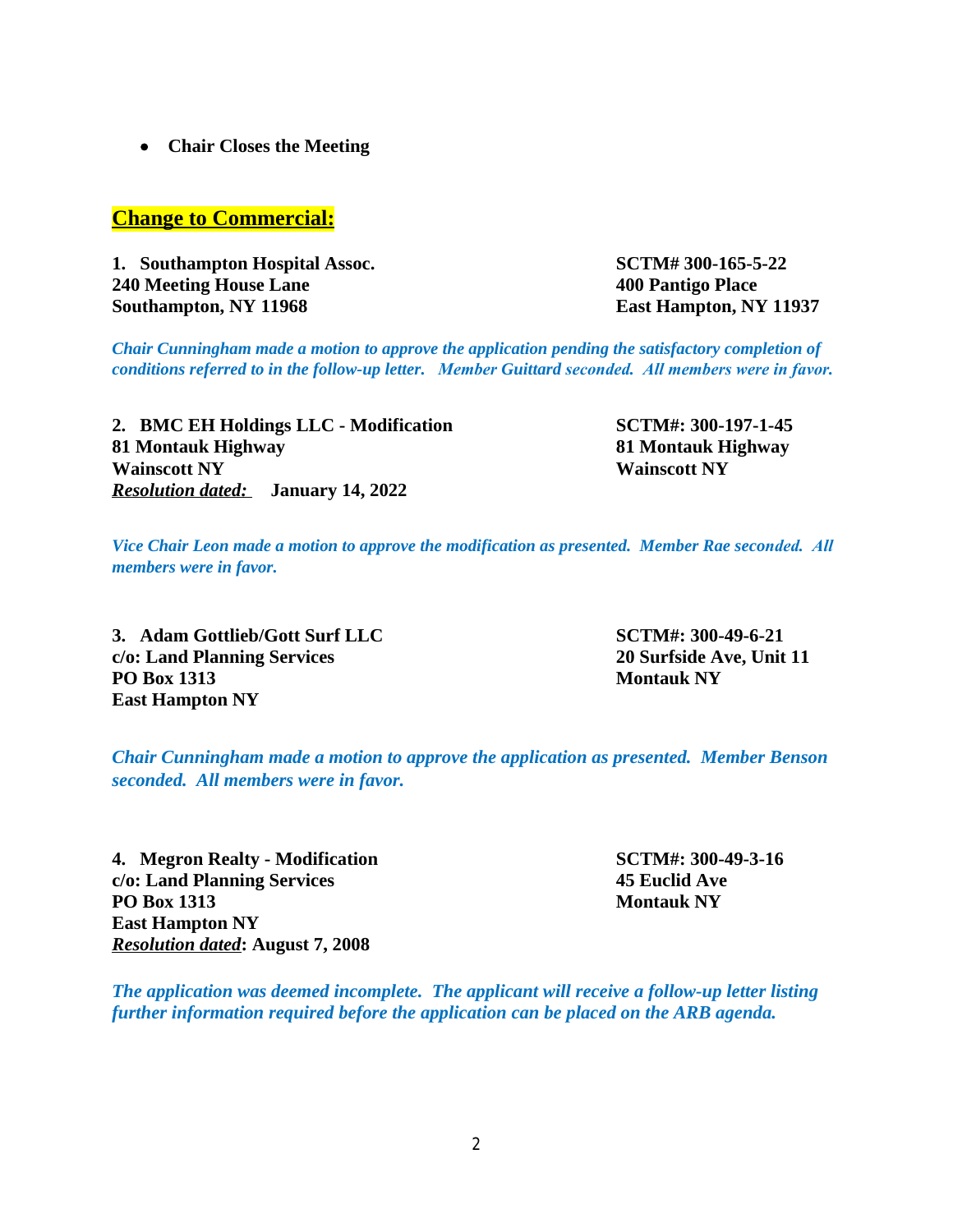- **Chair Closes the Meeting**

## Change to Commercial:

**1. Southampton Hospital Assoc.**
**240 Meeting House Lane**
**Southampton, NY 11968**

**SCTM# 300-165-5-22**
**400 Pantigo Place**
**East Hampton, NY 11937**

*Chair Cunningham made a motion to approve the application pending the satisfactory completion of conditions referred to in the follow-up letter. Member Guittard seconded. All members were in favor.*

**2. BMC EH Holdings LLC - Modification**
**81 Montauk Highway**
**Wainscott NY**
***Resolution dated:*** **January 14, 2022**

**SCTM#: 300-197-1-45**
**81 Montauk Highway**
**Wainscott NY**

*Vice Chair Leon made a motion to approve the modification as presented. Member Rae seconded. All members were in favor.*

**3. Adam Gottlieb/Gott Surf LLC**
**c/o: Land Planning Services**
**PO Box 1313**
**East Hampton NY**

**SCTM#: 300-49-6-21**
**20 Surfside Ave, Unit 11**
**Montauk NY**

*Chair Cunningham made a motion to approve the application as presented. Member Benson seconded. All members were in favor.*

**4. Megron Realty - Modification**
**c/o: Land Planning Services**
**PO Box 1313**
**East Hampton NY**
***Resolution dated*****: August 7, 2008**

**SCTM#: 300-49-3-16**
**45 Euclid Ave**
**Montauk NY**

*The application was deemed incomplete. The applicant will receive a follow-up letter listing further information required before the application can be placed on the ARB agenda.*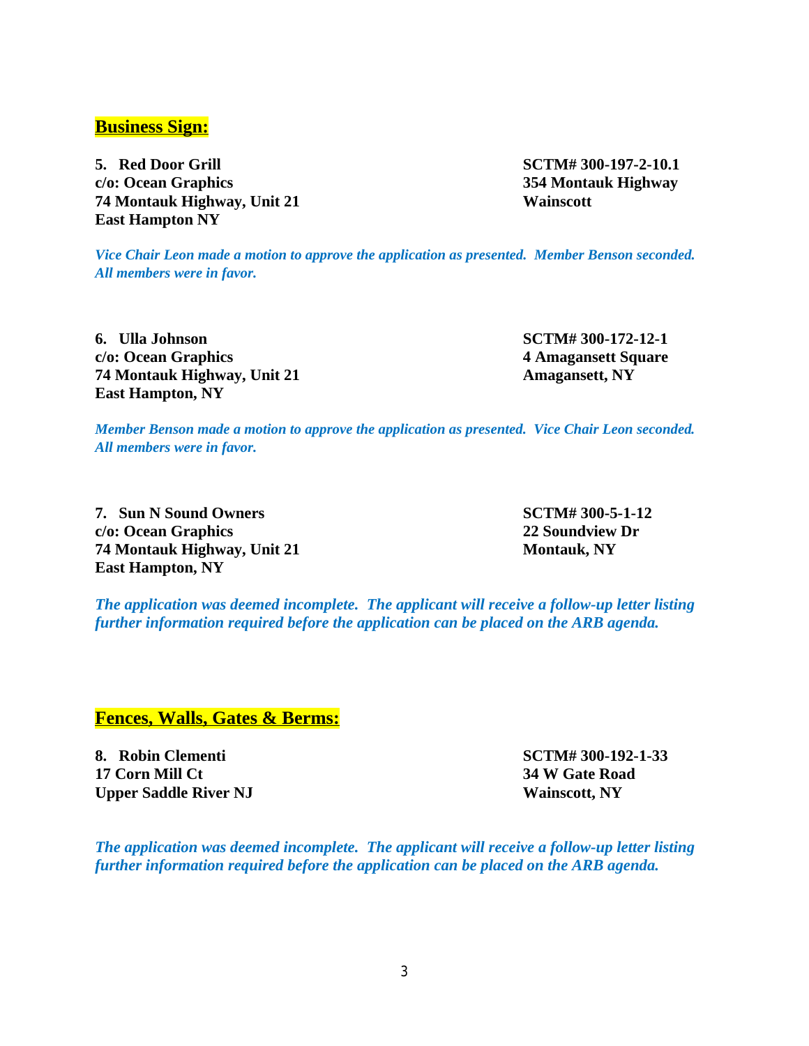## **Business Sign:**

**5. Red Door Grill**
**c/o: Ocean Graphics**
**74 Montauk Highway, Unit 21**
**East Hampton NY**

**SCTM# 300-197-2-10.1**
**354 Montauk Highway**
**Wainscott**

*Vice Chair Leon made a motion to approve the application as presented. Member Benson seconded. All members were in favor.*

**6. Ulla Johnson**
**c/o: Ocean Graphics**
**74 Montauk Highway, Unit 21**
**East Hampton, NY**

**SCTM# 300-172-12-1**
**4 Amagansett Square**
**Amagansett, NY**

*Member Benson made a motion to approve the application as presented. Vice Chair Leon seconded. All members were in favor.*

**7. Sun N Sound Owners**
**c/o: Ocean Graphics**
**74 Montauk Highway, Unit 21**
**East Hampton, NY**

**SCTM# 300-5-1-12**
**22 Soundview Dr**
**Montauk, NY**

*The application was deemed incomplete. The applicant will receive a follow-up letter listing further information required before the application can be placed on the ARB agenda.*

## **Fences, Walls, Gates & Berms:**

**8. Robin Clementi**
**17 Corn Mill Ct**
**Upper Saddle River NJ**

**SCTM# 300-192-1-33**
**34 W Gate Road**
**Wainscott, NY**

*The application was deemed incomplete. The applicant will receive a follow-up letter listing further information required before the application can be placed on the ARB agenda.*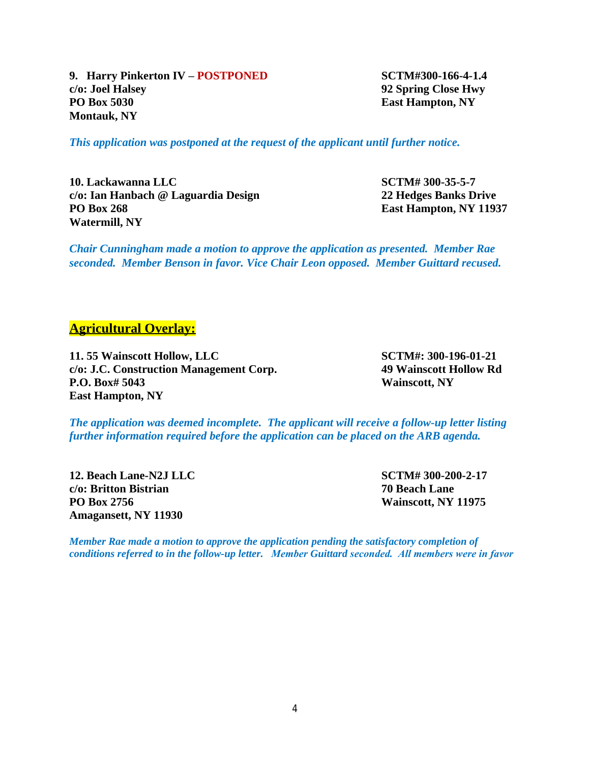**9. Harry Pinkerton IV – POSTPONED**
**c/o: Joel Halsey**
**PO Box 5030**
**Montauk, NY**

**SCTM#300-166-4-1.4**
**92 Spring Close Hwy**
**East Hampton, NY**

***This application was postponed at the request of the applicant until further notice.***

**10. Lackawanna LLC**
**c/o: Ian Hanbach @ Laguardia Design**
**PO Box 268**
**Watermill, NY**

**SCTM# 300-35-5-7**
**22 Hedges Banks Drive**
**East Hampton, NY 11937**

***Chair Cunningham made a motion to approve the application as presented. Member Rae seconded. Member Benson in favor. Vice Chair Leon opposed. Member Guittard recused.***

## Agricultural Overlay:

**11. 55 Wainscott Hollow, LLC**
**c/o: J.C. Construction Management Corp.**
**P.O. Box# 5043**
**East Hampton, NY**

**SCTM#: 300-196-01-21**
**49 Wainscott Hollow Rd**
**Wainscott, NY**

***The application was deemed incomplete. The applicant will receive a follow-up letter listing further information required before the application can be placed on the ARB agenda.***

**12. Beach Lane-N2J LLC**
**c/o: Britton Bistrian**
**PO Box 2756**
**Amagansett, NY 11930**

**SCTM# 300-200-2-17**
**70 Beach Lane**
**Wainscott, NY 11975**

***Member Rae made a motion to approve the application pending the satisfactory completion of conditions referred to in the follow-up letter. Member Guittard seconded. All members were in favor***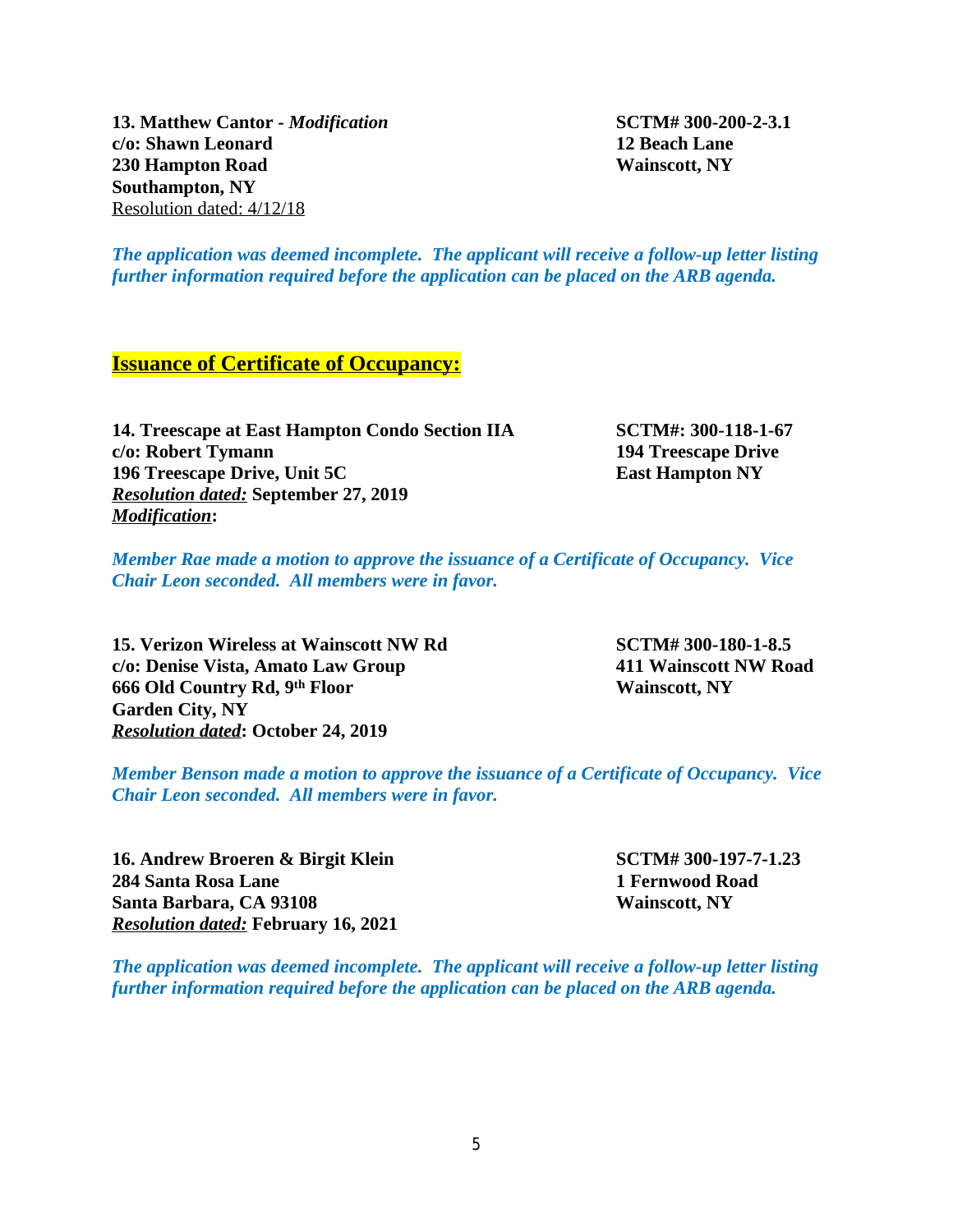**13. Matthew Cantor - *Modification***
**c/o: Shawn Leonard**
**230 Hampton Road**
**Southampton, NY**
Resolution dated: 4/12/18

**SCTM# 300-200-2-3.1**
**12 Beach Lane**
**Wainscott, NY**

***The application was deemed incomplete. The applicant will receive a follow-up letter listing further information required before the application can be placed on the ARB agenda.***

## Issuance of Certificate of Occupancy:

**14. Treescape at East Hampton Condo Section IIA**
**c/o: Robert Tymann**
**196 Treescape Drive, Unit 5C**
***Resolution dated:*** **September 27, 2019**
***Modification*:**

**SCTM#: 300-118-1-67**
**194 Treescape Drive**
**East Hampton NY**

***Member Rae made a motion to approve the issuance of a Certificate of Occupancy. Vice Chair Leon seconded. All members were in favor.***

**15. Verizon Wireless at Wainscott NW Rd**
**c/o: Denise Vista, Amato Law Group**
**666 Old Country Rd, 9th Floor**
**Garden City, NY**
***Resolution dated*: October 24, 2019**

**SCTM# 300-180-1-8.5**
**411 Wainscott NW Road**
**Wainscott, NY**

***Member Benson made a motion to approve the issuance of a Certificate of Occupancy. Vice Chair Leon seconded. All members were in favor.***

**16. Andrew Broeren & Birgit Klein**
**284 Santa Rosa Lane**
**Santa Barbara, CA 93108**
***Resolution dated:*** **February 16, 2021**

**SCTM# 300-197-7-1.23**
**1 Fernwood Road**
**Wainscott, NY**

***The application was deemed incomplete. The applicant will receive a follow-up letter listing further information required before the application can be placed on the ARB agenda.***